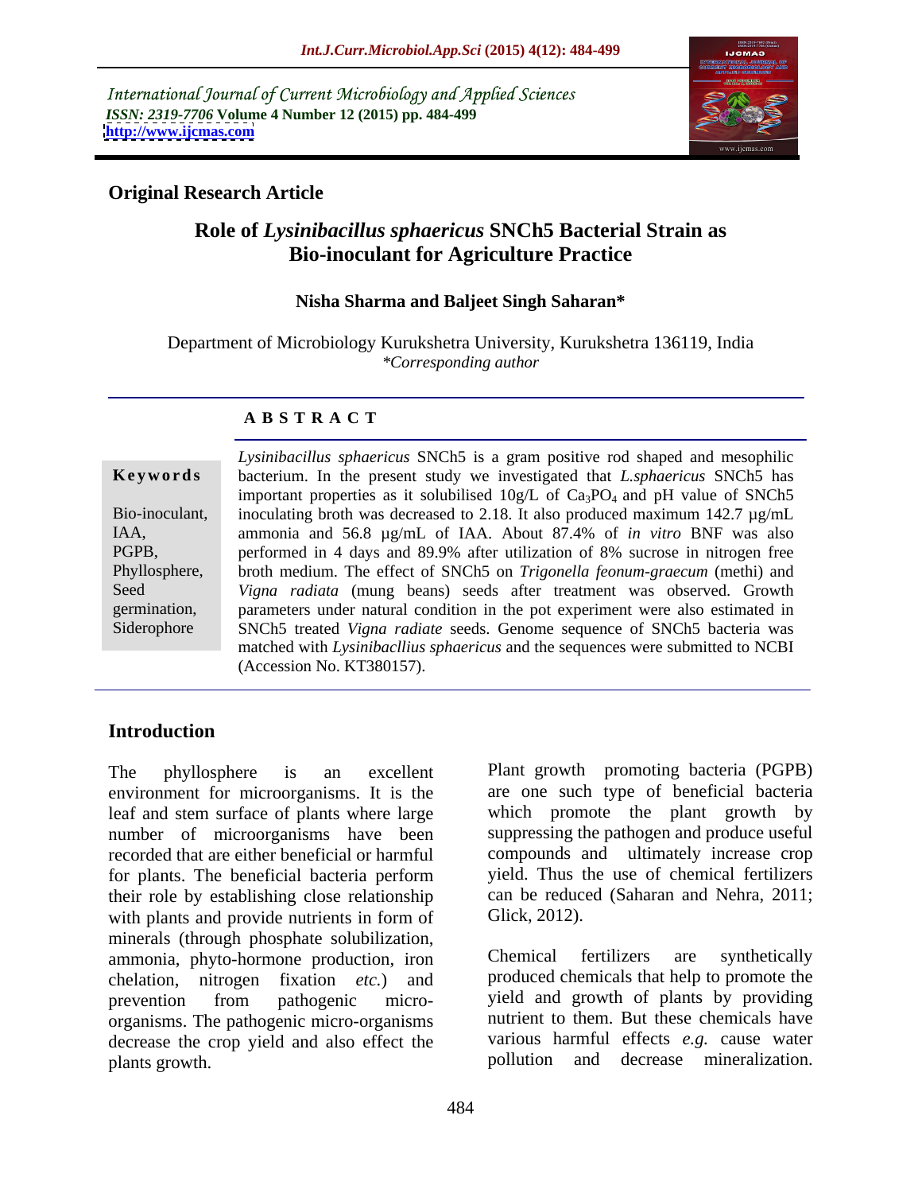International Journal of Current Microbiology and Applied Sciences
*ISSN: 2319-7706* **Volume 4 Number 12 (2015) pp. 484-499**
**http://www.ijcmas.com**

**Original Research Article**

# Role of *Lysinibacillus sphaericus* SNCh5 Bacterial Strain as Bio-inoculant for Agriculture Practice

**Nisha Sharma and Baljeet Singh Saharan***

Department of Microbiology Kurukshetra University, Kurukshetra 136119, India
*\*Corresponding author*

## A B S T R A C T

**Keywords**

Bio-inoculant, IAA, PGPB, Phyllosphere, Seed germination, Siderophore

*Lysinibacillus sphaericus* SNCh5 is a gram positive rod shaped and mesophilic bacterium. In the present study we investigated that *L.sphaericus* SNCh5 has important properties as it solubilised 10g/L of $Ca_3PO_4$ and pH value of SNCh5 inoculating broth was decreased to 2.18. It also produced maximum 142.7 µg/mL ammonia and 56.8 µg/mL of IAA. About 87.4% of *in vitro* BNF was also performed in 4 days and 89.9% after utilization of 8% sucrose in nitrogen free broth medium. The effect of SNCh5 on *Trigonella feonum-graecum* (methi) and *Vigna radiata* (mung beans) seeds after treatment was observed. Growth parameters under natural condition in the pot experiment were also estimated in SNCh5 treated *Vigna radiate* seeds. Genome sequence of SNCh5 bacteria was matched with *Lysinibacllius sphaericus* and the sequences were submitted to NCBI (Accession No. KT380157).

## Introduction

The phyllosphere is an excellent environment for microorganisms. It is the leaf and stem surface of plants where large number of microorganisms have been recorded that are either beneficial or harmful for plants. The beneficial bacteria perform their role by establishing close relationship with plants and provide nutrients in form of minerals (through phosphate solubilization, ammonia, phyto-hormone production, iron chelation, nitrogen fixation *etc.*) and prevention from pathogenic micro-organisms. The pathogenic micro-organisms decrease the crop yield and also effect the plants growth.

Plant growth promoting bacteria (PGPB) are one such type of beneficial bacteria which promote the plant growth by suppressing the pathogen and produce useful compounds and ultimately increase crop yield. Thus the use of chemical fertilizers can be reduced (Saharan and Nehra, 2011; Glick, 2012).

Chemical fertilizers are synthetically produced chemicals that help to promote the yield and growth of plants by providing nutrient to them. But these chemicals have various harmful effects *e.g.* cause water pollution and decrease mineralization.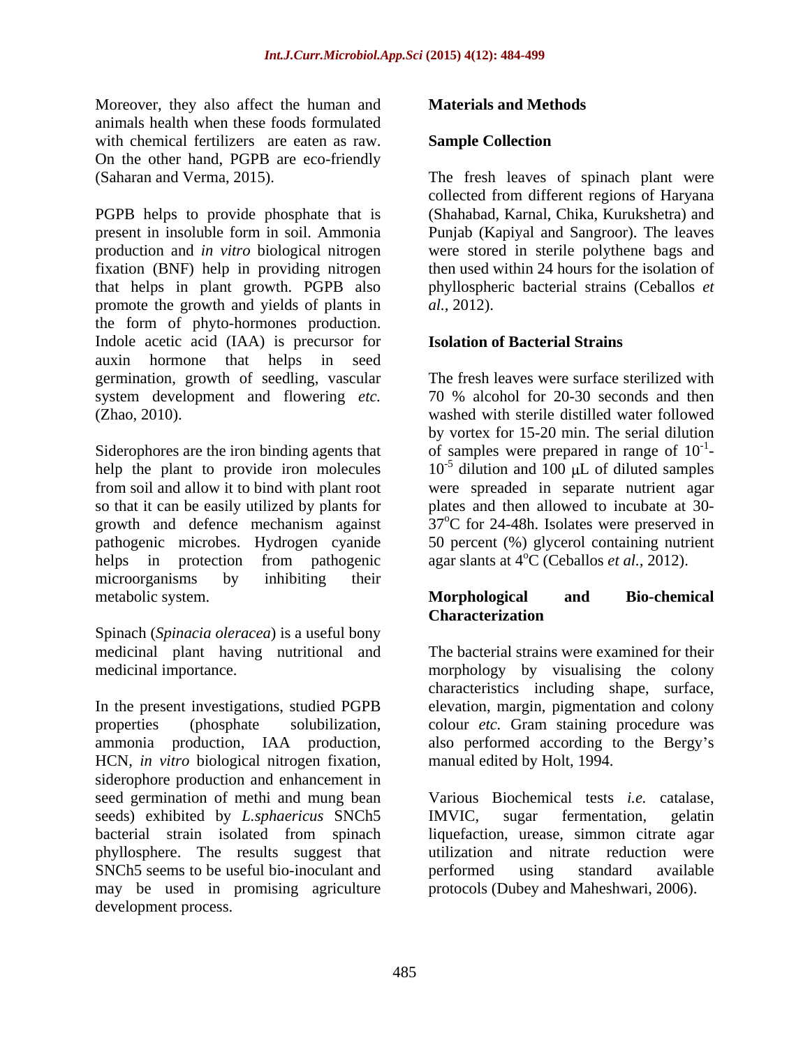Moreover, they also affect the human and animals health when these foods formulated with chemical fertilizers are eaten as raw. On the other hand, PGPB are eco-friendly (Saharan and Verma, 2015).

PGPB helps to provide phosphate that is present in insoluble form in soil. Ammonia production and *in vitro* biological nitrogen fixation (BNF) help in providing nitrogen that helps in plant growth. PGPB also promote the growth and yields of plants in the form of phyto-hormones production. Indole acetic acid (IAA) is precursor for auxin hormone that helps in seed germination, growth of seedling, vascular system development and flowering *etc.* (Zhao, 2010).

Siderophores are the iron binding agents that help the plant to provide iron molecules from soil and allow it to bind with plant root so that it can be easily utilized by plants for growth and defence mechanism against pathogenic microbes. Hydrogen cyanide helps in protection from pathogenic microorganisms by inhibiting their metabolic system.

Spinach (*Spinacia oleracea*) is a useful bony medicinal plant having nutritional and medicinal importance.

In the present investigations, studied PGPB properties (phosphate solubilization, ammonia production, IAA production, HCN, *in vitro* biological nitrogen fixation, siderophore production and enhancement in seed germination of methi and mung bean seeds) exhibited by *L.sphaericus* SNCh5 bacterial strain isolated from spinach phyllosphere. The results suggest that SNCh5 seems to be useful bio-inoculant and may be used in promising agriculture development process.

## Materials and Methods

### Sample Collection

The fresh leaves of spinach plant were collected from different regions of Haryana (Shahabad, Karnal, Chika, Kurukshetra) and Punjab (Kapiyal and Sangroor). The leaves were stored in sterile polythene bags and then used within 24 hours for the isolation of phyllospheric bacterial strains (Ceballos *et al.,* 2012).

### Isolation of Bacterial Strains

The fresh leaves were surface sterilized with 70 % alcohol for 20-30 seconds and then washed with sterile distilled water followed by vortex for 15-20 min. The serial dilution of samples were prepared in range of $10^{-1}$-$10^{-5}$ dilution and 100 μL of diluted samples were spreaded in separate nutrient agar plates and then allowed to incubate at 30-37°C for 24-48h. Isolates were preserved in 50 percent (%) glycerol containing nutrient agar slants at 4°C (Ceballos *et al.,* 2012).

### Morphological and Bio-chemical Characterization

The bacterial strains were examined for their morphology by visualising the colony characteristics including shape, surface, elevation, margin, pigmentation and colony colour *etc.* Gram staining procedure was also performed according to the Bergy's manual edited by Holt, 1994.

Various Biochemical tests *i.e.* catalase, IMVIC, sugar fermentation, gelatin liquefaction, urease, simmon citrate agar utilization and nitrate reduction were performed using standard available protocols (Dubey and Maheshwari, 2006).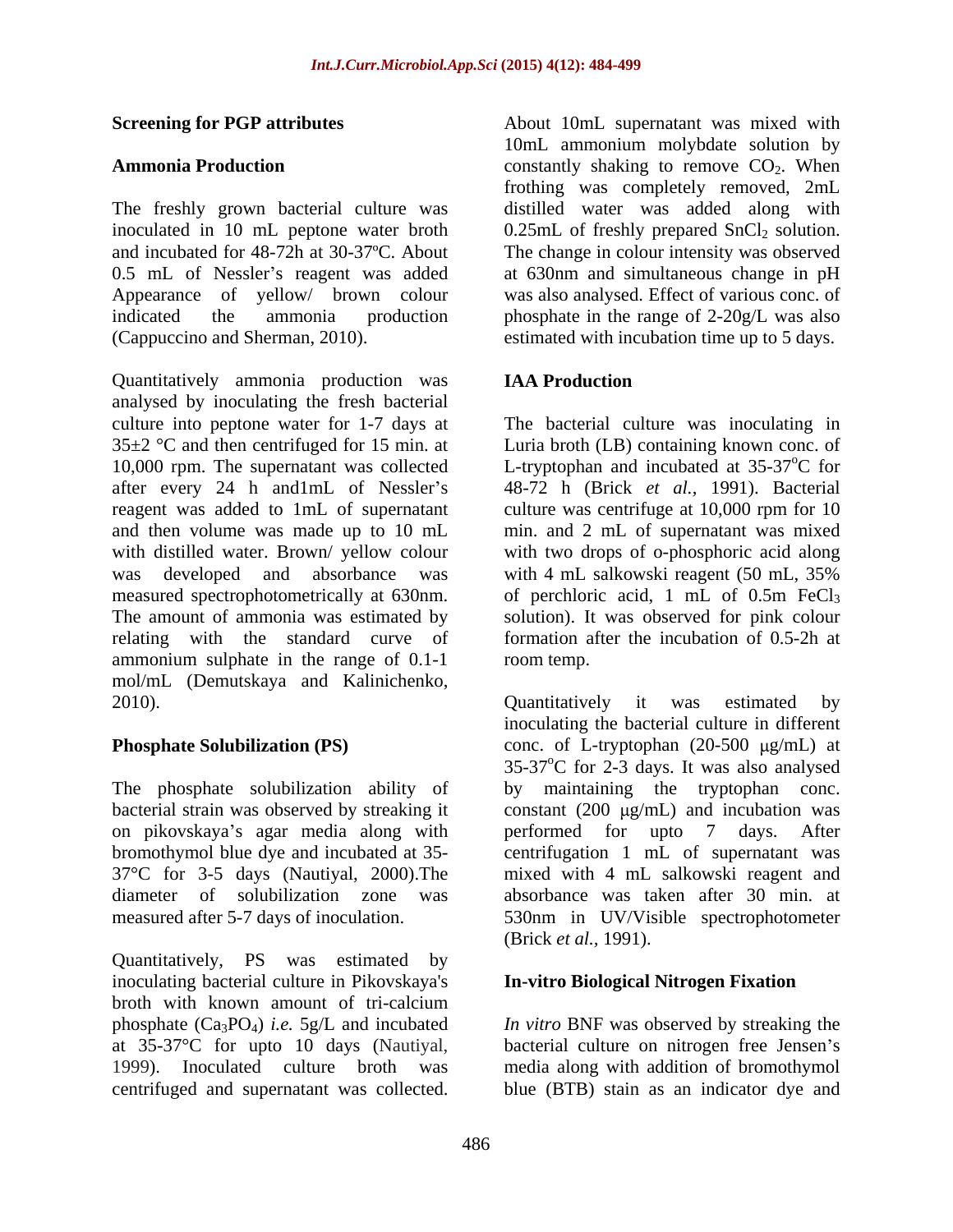### Screening for PGP attributes

#### Ammonia Production

The freshly grown bacterial culture was inoculated in 10 mL peptone water broth and incubated for 48-72h at 30-37ºC. About 0.5 mL of Nessler's reagent was added Appearance of yellow/ brown colour indicated the ammonia production (Cappuccino and Sherman, 2010).

Quantitatively ammonia production was analysed by inoculating the fresh bacterial culture into peptone water for 1-7 days at 35±2 °C and then centrifuged for 15 min. at 10,000 rpm. The supernatant was collected after every 24 h and1mL of Nessler's reagent was added to 1mL of supernatant and then volume was made up to 10 mL with distilled water. Brown/ yellow colour was developed and absorbance was measured spectrophotometrically at 630nm. The amount of ammonia was estimated by relating with the standard curve of ammonium sulphate in the range of 0.1-1 mol/mL (Demutskaya and Kalinichenko, 2010).

#### Phosphate Solubilization (PS)

The phosphate solubilization ability of bacterial strain was observed by streaking it on pikovskaya's agar media along with bromothymol blue dye and incubated at 35-37°C for 3-5 days (Nautiyal, 2000).The diameter of solubilization zone was measured after 5-7 days of inoculation.

Quantitatively, PS was estimated by inoculating bacterial culture in Pikovskaya's broth with known amount of tri-calcium phosphate ($Ca_3PO_4$) *i.e.* 5g/L and incubated at 35-37°C for upto 10 days (Nautiyal, 1999). Inoculated culture broth was centrifuged and supernatant was collected. About 10mL supernatant was mixed with 10mL ammonium molybdate solution by constantly shaking to remove $CO_2$. When frothing was completely removed, 2mL distilled water was added along with 0.25mL of freshly prepared $SnCl_2$ solution. The change in colour intensity was observed at 630nm and simultaneous change in pH was also analysed. Effect of various conc. of phosphate in the range of 2-20g/L was also estimated with incubation time up to 5 days.

#### IAA Production

The bacterial culture was inoculating in Luria broth (LB) containing known conc. of L-tryptophan and incubated at 35-37$^{o}$C for 48-72 h (Brick *et al.,* 1991). Bacterial culture was centrifuge at 10,000 rpm for 10 min. and 2 mL of supernatant was mixed with two drops of o-phosphoric acid along with 4 mL salkowski reagent (50 mL, 35% of perchloric acid, 1 mL of 0.5m $FeCl_3$ solution). It was observed for pink colour formation after the incubation of 0.5-2h at room temp.

Quantitatively it was estimated by inoculating the bacterial culture in different conc. of L-tryptophan (20-500 μg/mL) at 35-37$^{o}$C for 2-3 days. It was also analysed by maintaining the tryptophan conc. constant (200 μg/mL) and incubation was performed for upto 7 days. After centrifugation 1 mL of supernatant was mixed with 4 mL salkowski reagent and absorbance was taken after 30 min. at 530nm in UV/Visible spectrophotometer (Brick *et al.,* 1991).

#### In-vitro Biological Nitrogen Fixation

*In vitro* BNF was observed by streaking the bacterial culture on nitrogen free Jensen's media along with addition of bromothymol blue (BTB) stain as an indicator dye and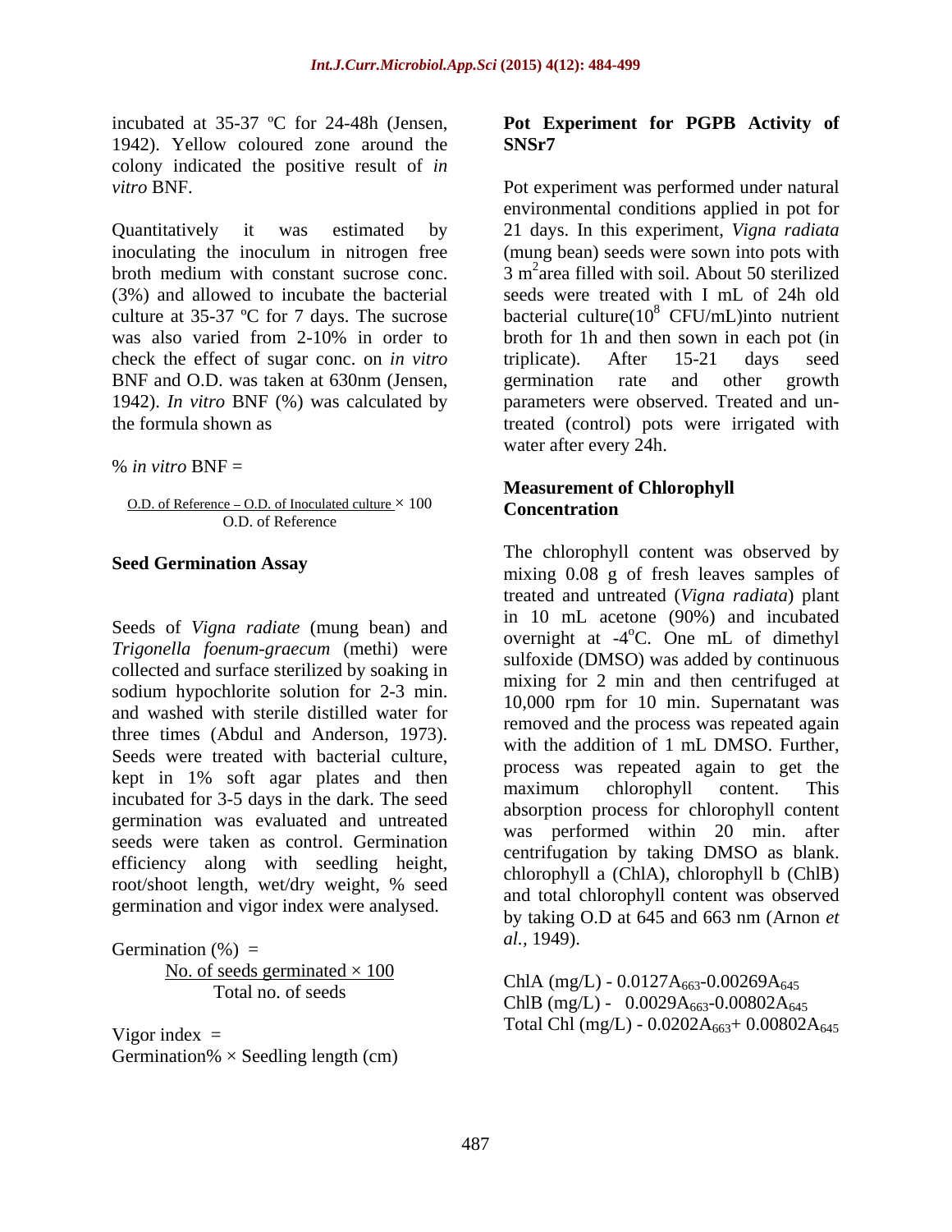incubated at 35-37 ºC for 24-48h (Jensen, 1942). Yellow coloured zone around the colony indicated the positive result of *in vitro* BNF.

Quantitatively it was estimated by inoculating the inoculum in nitrogen free broth medium with constant sucrose conc. (3%) and allowed to incubate the bacterial culture at 35-37 ºC for 7 days. The sucrose was also varied from 2-10% in order to check the effect of sugar conc. on *in vitro* BNF and O.D. was taken at 630nm (Jensen, 1942). *In vitro* BNF (%) was calculated by the formula shown as

% *in vitro* BNF =

$$\frac{\text{O.D. of Reference} - \text{O.D. of Inoculated culture}}{\text{O.D. of Reference}} \times 100$$

### Seed Germination Assay

Seeds of *Vigna radiate* (mung bean) and *Trigonella foenum-graecum* (methi) were collected and surface sterilized by soaking in sodium hypochlorite solution for 2-3 min. and washed with sterile distilled water for three times (Abdul and Anderson, 1973). Seeds were treated with bacterial culture, kept in 1% soft agar plates and then incubated for 3-5 days in the dark. The seed germination was evaluated and untreated seeds were taken as control. Germination efficiency along with seedling height, root/shoot length, wet/dry weight, % seed germination and vigor index were analysed.

$$\text{Germination (\%)} = \frac{\text{No. of seeds germinated} \times 100}{\text{Total no. of seeds}}$$

$$\text{Vigor index} = \text{Germination\%} \times \text{Seedling length (cm)}$$

### Pot Experiment for PGPB Activity of SNSr7

Pot experiment was performed under natural environmental conditions applied in pot for 21 days. In this experiment, *Vigna radiata* (mung bean) seeds were sown into pots with 3 $m^2$area filled with soil. About 50 sterilized seeds were treated with I mL of 24h old bacterial culture($10^8$ CFU/mL)into nutrient broth for 1h and then sown in each pot (in triplicate). After 15-21 days seed germination rate and other growth parameters were observed. Treated and un-treated (control) pots were irrigated with water after every 24h.

### Measurement of Chlorophyll Concentration

The chlorophyll content was observed by mixing 0.08 g of fresh leaves samples of treated and untreated (*Vigna radiata*) plant in 10 mL acetone (90%) and incubated overnight at -4°C. One mL of dimethyl sulfoxide (DMSO) was added by continuous mixing for 2 min and then centrifuged at 10,000 rpm for 10 min. Supernatant was removed and the process was repeated again with the addition of 1 mL DMSO. Further, process was repeated again to get the maximum chlorophyll content. This absorption process for chlorophyll content was performed within 20 min. after centrifugation by taking DMSO as blank. chlorophyll a (ChlA), chlorophyll b (ChlB) and total chlorophyll content was observed by taking O.D at 645 and 663 nm (Arnon *et al.*, 1949).

ChlA (mg/L) - $0.0127A_{663}$-$0.00269A_{645}$

ChlB (mg/L) - $0.0029A_{663}$-$0.00802A_{645}$

Total Chl (mg/L) - $0.0202A_{663}$+ $0.00802A_{645}$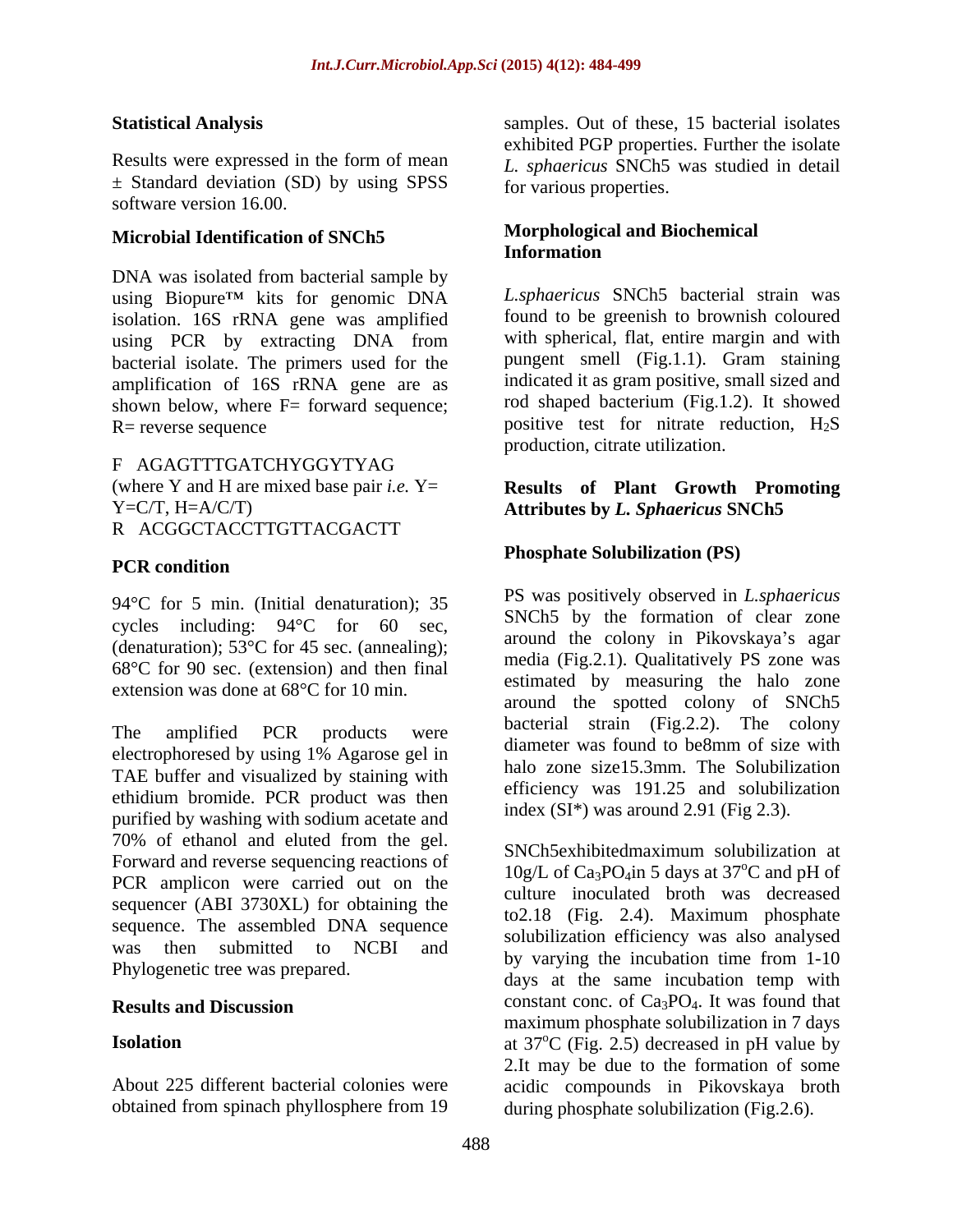### Statistical Analysis

Results were expressed in the form of mean ± Standard deviation (SD) by using SPSS software version 16.00.

### Microbial Identification of SNCh5

DNA was isolated from bacterial sample by using Biopure™ kits for genomic DNA isolation. 16S rRNA gene was amplified using PCR by extracting DNA from bacterial isolate. The primers used for the amplification of 16S rRNA gene are as shown below, where F= forward sequence; R= reverse sequence

F AGAGTTTGATCHYGGYTYAG
(where Y and H are mixed base pair *i.e.* Y= Y=C/T, H=A/C/T)
R ACGGCTACCTTGTTACGACTT

### PCR condition

94°C for 5 min. (Initial denaturation); 35 cycles including: 94°C for 60 sec, (denaturation); 53°C for 45 sec. (annealing); 68°C for 90 sec. (extension) and then final extension was done at 68°C for 10 min.

The amplified PCR products were electrophoresed by using 1% Agarose gel in TAE buffer and visualized by staining with ethidium bromide. PCR product was then purified by washing with sodium acetate and 70% of ethanol and eluted from the gel. Forward and reverse sequencing reactions of PCR amplicon were carried out on the sequencer (ABI 3730XL) for obtaining the sequence. The assembled DNA sequence was then submitted to NCBI and Phylogenetic tree was prepared.

## Results and Discussion

### Isolation

About 225 different bacterial colonies were obtained from spinach phyllosphere from 19 samples. Out of these, 15 bacterial isolates exhibited PGP properties. Further the isolate *L. sphaericus* SNCh5 was studied in detail for various properties.

### Morphological and Biochemical Information

*L.sphaericus* SNCh5 bacterial strain was found to be greenish to brownish coloured with spherical, flat, entire margin and with pungent smell (Fig.1.1). Gram staining indicated it as gram positive, small sized and rod shaped bacterium (Fig.1.2). It showed positive test for nitrate reduction, $H_2S$ production, citrate utilization.

### Results of Plant Growth Promoting Attributes by *L. Sphaericus* SNCh5

### Phosphate Solubilization (PS)

PS was positively observed in *L.sphaericus* SNCh5 by the formation of clear zone around the colony in Pikovskaya's agar media (Fig.2.1). Qualitatively PS zone was estimated by measuring the halo zone around the spotted colony of SNCh5 bacterial strain (Fig.2.2). The colony diameter was found to be8mm of size with halo zone size15.3mm. The Solubilization efficiency was 191.25 and solubilization index (SI*) was around 2.91 (Fig 2.3).

SNCh5exhibitedmaximum solubilization at 10g/L of $Ca_3PO_4$in 5 days at 37°C and pH of culture inoculated broth was decreased to2.18 (Fig. 2.4). Maximum phosphate solubilization efficiency was also analysed by varying the incubation time from 1-10 days at the same incubation temp with constant conc. of $Ca_3PO_4$. It was found that maximum phosphate solubilization in 7 days at 37°C (Fig. 2.5) decreased in pH value by 2.It may be due to the formation of some acidic compounds in Pikovskaya broth during phosphate solubilization (Fig.2.6).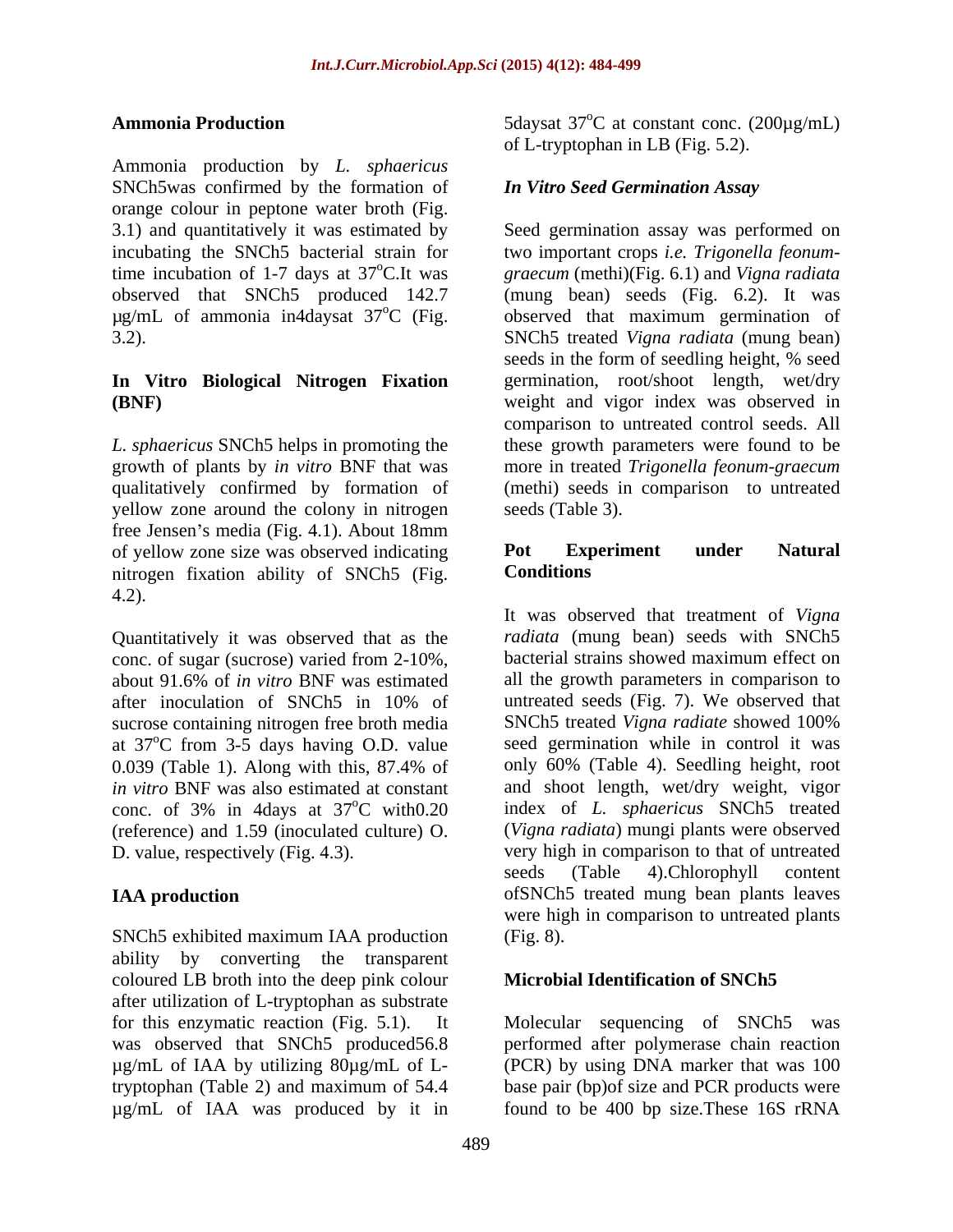**Ammonia Production**

Ammonia production by *L. sphaericus* SNCh5was confirmed by the formation of orange colour in peptone water broth (Fig. 3.1) and quantitatively it was estimated by incubating the SNCh5 bacterial strain for time incubation of 1-7 days at 37$^{o}$C.It was observed that SNCh5 produced 142.7 µg/mL of ammonia in4daysat 37$^{o}$C (Fig. 3.2).

**In Vitro Biological Nitrogen Fixation (BNF)**

*L. sphaericus* SNCh5 helps in promoting the growth of plants by *in vitro* BNF that was qualitatively confirmed by formation of yellow zone around the colony in nitrogen free Jensen's media (Fig. 4.1). About 18mm of yellow zone size was observed indicating nitrogen fixation ability of SNCh5 (Fig. 4.2).

Quantitatively it was observed that as the conc. of sugar (sucrose) varied from 2-10%, about 91.6% of *in vitro* BNF was estimated after inoculation of SNCh5 in 10% of sucrose containing nitrogen free broth media at 37$^{o}$C from 3-5 days having O.D. value 0.039 (Table 1). Along with this, 87.4% of *in vitro* BNF was also estimated at constant conc. of 3% in 4days at 37$^{o}$C with0.20 (reference) and 1.59 (inoculated culture) O. D. value, respectively (Fig. 4.3).

**IAA production**

SNCh5 exhibited maximum IAA production ability by converting the transparent coloured LB broth into the deep pink colour after utilization of L-tryptophan as substrate for this enzymatic reaction (Fig. 5.1). It was observed that SNCh5 produced56.8 µg/mL of IAA by utilizing 80µg/mL of L-tryptophan (Table 2) and maximum of 54.4 µg/mL of IAA was produced by it in 5daysat 37$^{o}$C at constant conc. (200µg/mL) of L-tryptophan in LB (Fig. 5.2).

***In Vitro Seed Germination Assay***

Seed germination assay was performed on two important crops *i.e. Trigonella feonum-graecum* (methi)(Fig. 6.1) and *Vigna radiata* (mung bean) seeds (Fig. 6.2). It was observed that maximum germination of SNCh5 treated *Vigna radiata* (mung bean) seeds in the form of seedling height, % seed germination, root/shoot length, wet/dry weight and vigor index was observed in comparison to untreated control seeds. All these growth parameters were found to be more in treated *Trigonella feonum-graecum* (methi) seeds in comparison to untreated seeds (Table 3).

**Pot Experiment under Natural Conditions**

It was observed that treatment of *Vigna radiata* (mung bean) seeds with SNCh5 bacterial strains showed maximum effect on all the growth parameters in comparison to untreated seeds (Fig. 7). We observed that SNCh5 treated *Vigna radiate* showed 100% seed germination while in control it was only 60% (Table 4). Seedling height, root and shoot length, wet/dry weight, vigor index of *L. sphaericus* SNCh5 treated (*Vigna radiata*) mungi plants were observed very high in comparison to that of untreated seeds (Table 4).Chlorophyll content ofSNCh5 treated mung bean plants leaves were high in comparison to untreated plants (Fig. 8).

**Microbial Identification of SNCh5**

Molecular sequencing of SNCh5 was performed after polymerase chain reaction (PCR) by using DNA marker that was 100 base pair (bp)of size and PCR products were found to be 400 bp size.These 16S rRNA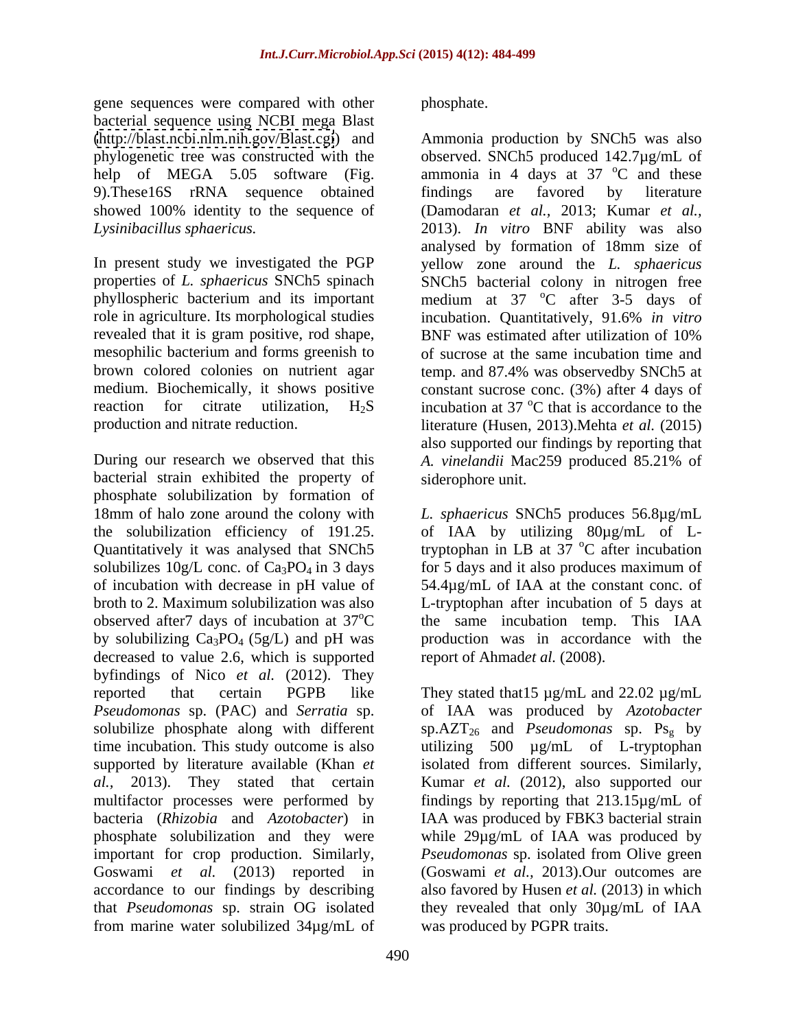gene sequences were compared with other bacterial sequence using NCBI mega Blast (http://blast.ncbi.nlm.nih.gov/Blast.cgi) and phylogenetic tree was constructed with the help of MEGA 5.05 software (Fig. 9).These16S rRNA sequence obtained showed 100% identity to the sequence of *Lysinibacillus sphaericus.*

In present study we investigated the PGP properties of *L. sphaericus* SNCh5 spinach phyllospheric bacterium and its important role in agriculture. Its morphological studies revealed that it is gram positive, rod shape, mesophilic bacterium and forms greenish to brown colored colonies on nutrient agar medium. Biochemically, it shows positive reaction for citrate utilization, $H_2S$ production and nitrate reduction.

During our research we observed that this bacterial strain exhibited the property of phosphate solubilization by formation of 18mm of halo zone around the colony with the solubilization efficiency of 191.25. Quantitatively it was analysed that SNCh5 solubilizes 10g/L conc. of $Ca_3PO_4$ in 3 days of incubation with decrease in pH value of broth to 2. Maximum solubilization was also observed after7 days of incubation at 37$^o$C by solubilizing $Ca_3PO_4$ (5g/L) and pH was decreased to value 2.6, which is supported byfindings of Nico *et al.* (2012). They reported that certain PGPB like *Pseudomonas* sp. (PAC) and *Serratia* sp. solubilize phosphate along with different time incubation. This study outcome is also supported by literature available (Khan *et al.*, 2013). They stated that certain multifactor processes were performed by bacteria (*Rhizobia* and *Azotobacter*) in phosphate solubilization and they were important for crop production. Similarly, Goswami *et al.* (2013) reported in accordance to our findings by describing that *Pseudomonas* sp. strain OG isolated from marine water solubilized 34µg/mL of phosphate.

Ammonia production by SNCh5 was also observed. SNCh5 produced 142.7µg/mL of ammonia in 4 days at 37 $^o$C and these findings are favored by literature (Damodaran *et al.*, 2013; Kumar *et al.*, 2013). *In vitro* BNF ability was also analysed by formation of 18mm size of yellow zone around the *L. sphaericus* SNCh5 bacterial colony in nitrogen free medium at 37 $^o$C after 3-5 days of incubation. Quantitatively, 91.6% *in vitro* BNF was estimated after utilization of 10% of sucrose at the same incubation time and temp. and 87.4% was observedby SNCh5 at constant sucrose conc. (3%) after 4 days of incubation at 37 $^o$C that is accordance to the literature (Husen, 2013).Mehta *et al.* (2015) also supported our findings by reporting that *A. vinelandii* Mac259 produced 85.21% of siderophore unit.

*L. sphaericus* SNCh5 produces 56.8µg/mL of IAA by utilizing 80µg/mL of L-tryptophan in LB at 37 $^o$C after incubation for 5 days and it also produces maximum of 54.4µg/mL of IAA at the constant conc. of L-tryptophan after incubation of 5 days at the same incubation temp. This IAA production was in accordance with the report of Ahmad*et al.* (2008).

They stated that15 µg/mL and 22.02 µg/mL of IAA was produced by *Azotobacter* sp.$AZT_{26}$ and *Pseudomonas* sp. $Ps_g$ by utilizing 500 µg/mL of L-tryptophan isolated from different sources. Similarly, Kumar *et al.* (2012), also supported our findings by reporting that 213.15µg/mL of IAA was produced by FBK3 bacterial strain while 29µg/mL of IAA was produced by *Pseudomonas* sp. isolated from Olive green (Goswami *et al.*, 2013).Our outcomes are also favored by Husen *et al.* (2013) in which they revealed that only 30µg/mL of IAA was produced by PGPR traits.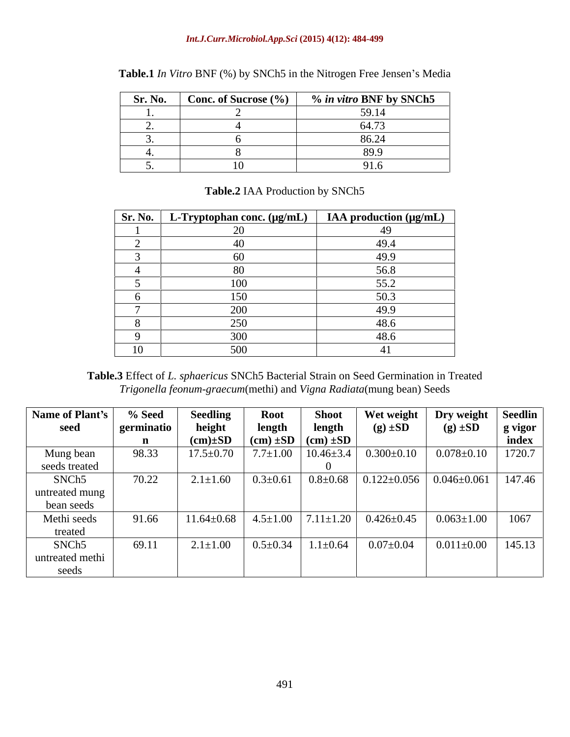**Table.1** *In Vitro* BNF (%) by SNCh5 in the Nitrogen Free Jensen's Media

| Sr. No. | Conc. of Sucrose (%) | % *in vitro* BNF by SNCh5 |
|---|---|---|
| 1. | 2 | 59.14 |
| 2. | 4 | 64.73 |
| 3. | 6 | 86.24 |
| 4. | 8 | 89.9 |
| 5. | 10 | 91.6 |

**Table.2** IAA Production by SNCh5

| Sr. No. | L-Tryptophan conc. (μg/mL) | IAA production (μg/mL) |
|---|---|---|
| 1 | 20 | 49 |
| 2 | 40 | 49.4 |
| 3 | 60 | 49.9 |
| 4 | 80 | 56.8 |
| 5 | 100 | 55.2 |
| 6 | 150 | 50.3 |
| 7 | 200 | 49.9 |
| 8 | 250 | 48.6 |
| 9 | 300 | 48.6 |
| 10 | 500 | 41 |

**Table.3** Effect of *L. sphaericus* SNCh5 Bacterial Strain on Seed Germination in Treated *Trigonella feonum-graecum*(methi) and *Vigna Radiata*(mung bean) Seeds

| Name of Plant's seed | % Seed germination | Seedling height (cm)±SD | Root length (cm) ±SD | Shoot length (cm) ±SD | Wet weight (g) ±SD | Dry weight (g) ±SD | Seedling vigor index |
|---|---|---|---|---|---|---|---|
| Mung bean seeds treated | 98.33 | 17.5±0.70 | 7.7±1.00 | 10.46±3.40 | 0.300±0.10 | 0.078±0.10 | 1720.7 |
| SNCh5 untreated mung bean seeds | 70.22 | 2.1±1.60 | 0.3±0.61 | 0.8±0.68 | 0.122±0.056 | 0.046±0.061 | 147.46 |
| Methi seeds treated | 91.66 | 11.64±0.68 | 4.5±1.00 | 7.11±1.20 | 0.426±0.45 | 0.063±1.00 | 1067 |
| SNCh5 untreated methi seeds | 69.11 | 2.1±1.00 | 0.5±0.34 | 1.1±0.64 | 0.07±0.04 | 0.011±0.00 | 145.13 |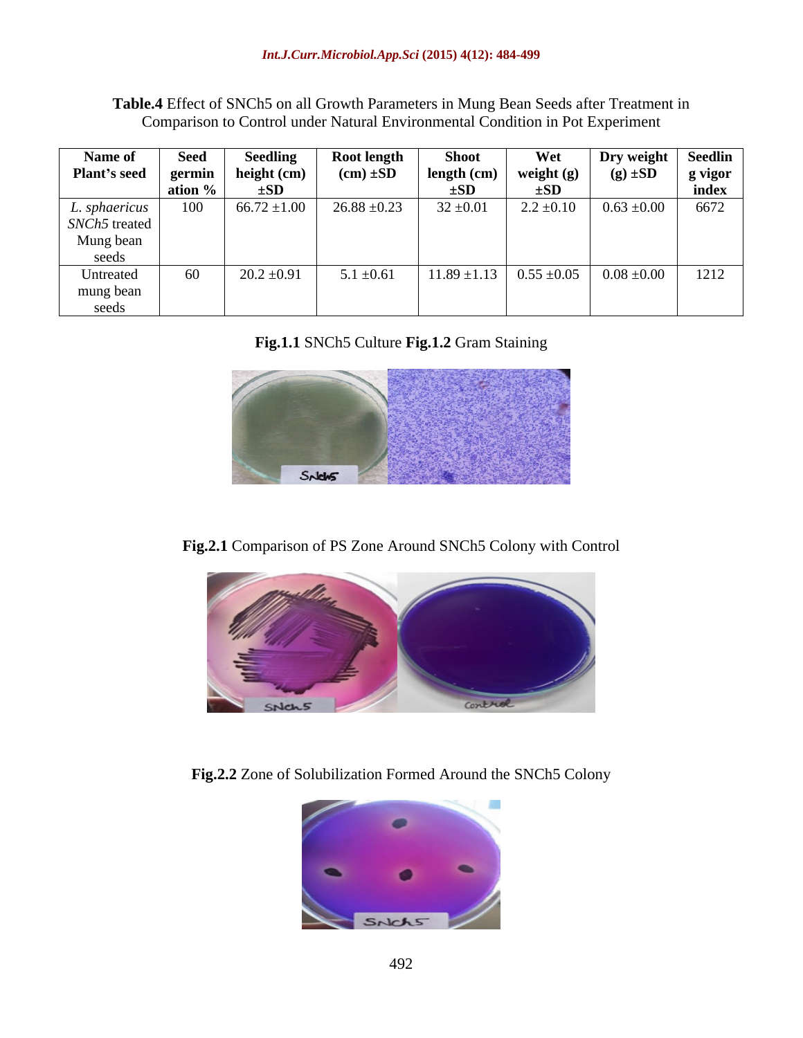**Table.4** Effect of SNCh5 on all Growth Parameters in Mung Bean Seeds after Treatment in Comparison to Control under Natural Environmental Condition in Pot Experiment

| Name of Plant's seed | Seed germination % | Seedling height (cm) ±SD | Root length (cm) ±SD | Shoot length (cm) ±SD | Wet weight (g) ±SD | Dry weight (g) ±SD | Seedling vigor index |
|---|---|---|---|---|---|---|---|
| *L. sphaericus SNCh5* treated Mung bean seeds | 100 | 66.72 ±1.00 | 26.88 ±0.23 | 32 ±0.01 | 2.2 ±0.10 | 0.63 ±0.00 | 6672 |
| Untreated mung bean seeds | 60 | 20.2 ±0.91 | 5.1 ±0.61 | 11.89 ±1.13 | 0.55 ±0.05 | 0.08 ±0.00 | 1212 |

**Fig.1.1** SNCh5 Culture **Fig.1.2** Gram Staining

**Fig.2.1** Comparison of PS Zone Around SNCh5 Colony with Control

**Fig.2.2** Zone of Solubilization Formed Around the SNCh5 Colony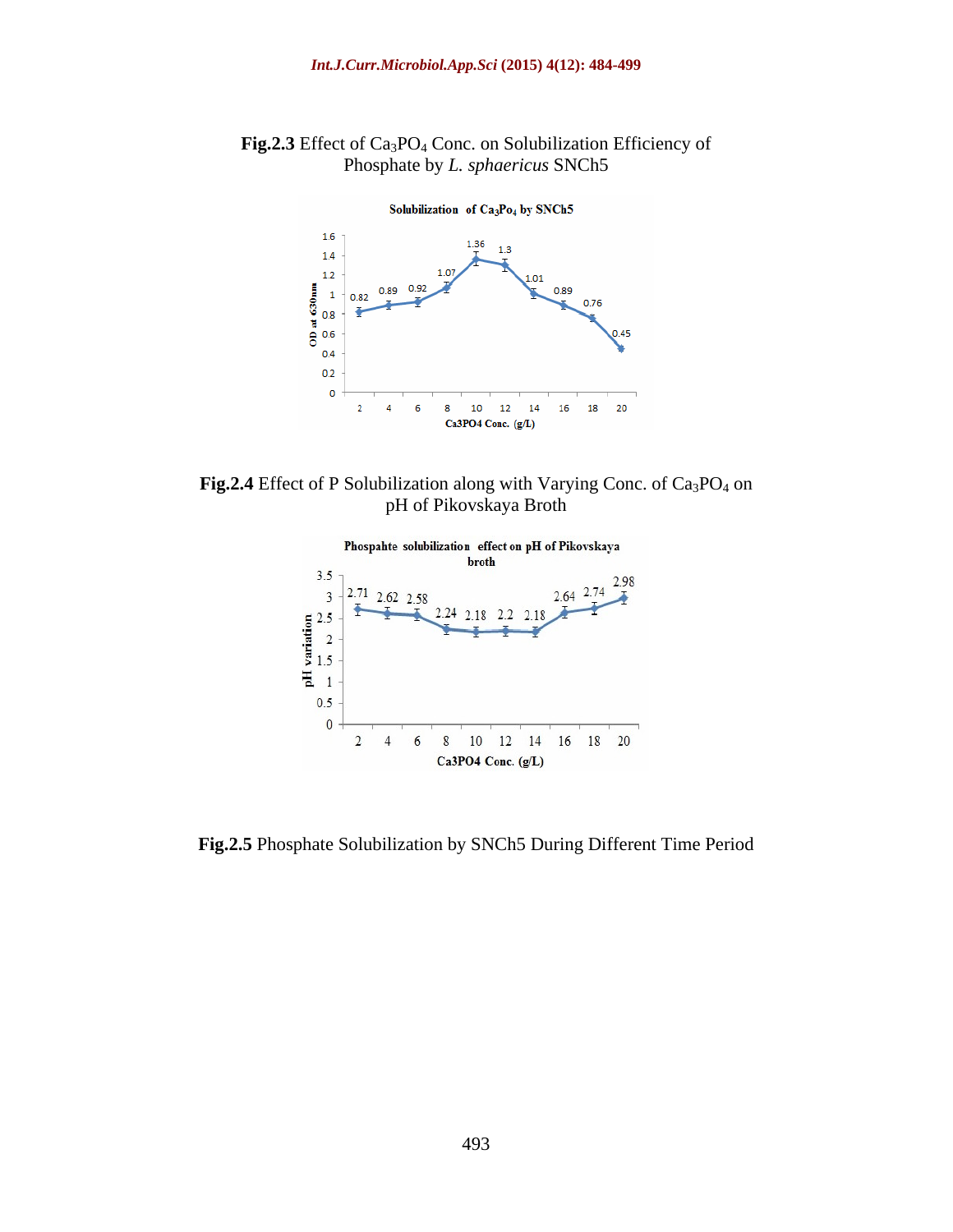**Fig.2.3** Effect of $Ca_3PO_4$ Conc. on Solubilization Efficiency of Phosphate by *L. sphaericus* SNCh5

**Fig.2.4** Effect of P Solubilization along with Varying Conc. of $Ca_3PO_4$ on pH of Pikovskaya Broth

**Fig.2.5** Phosphate Solubilization by SNCh5 During Different Time Period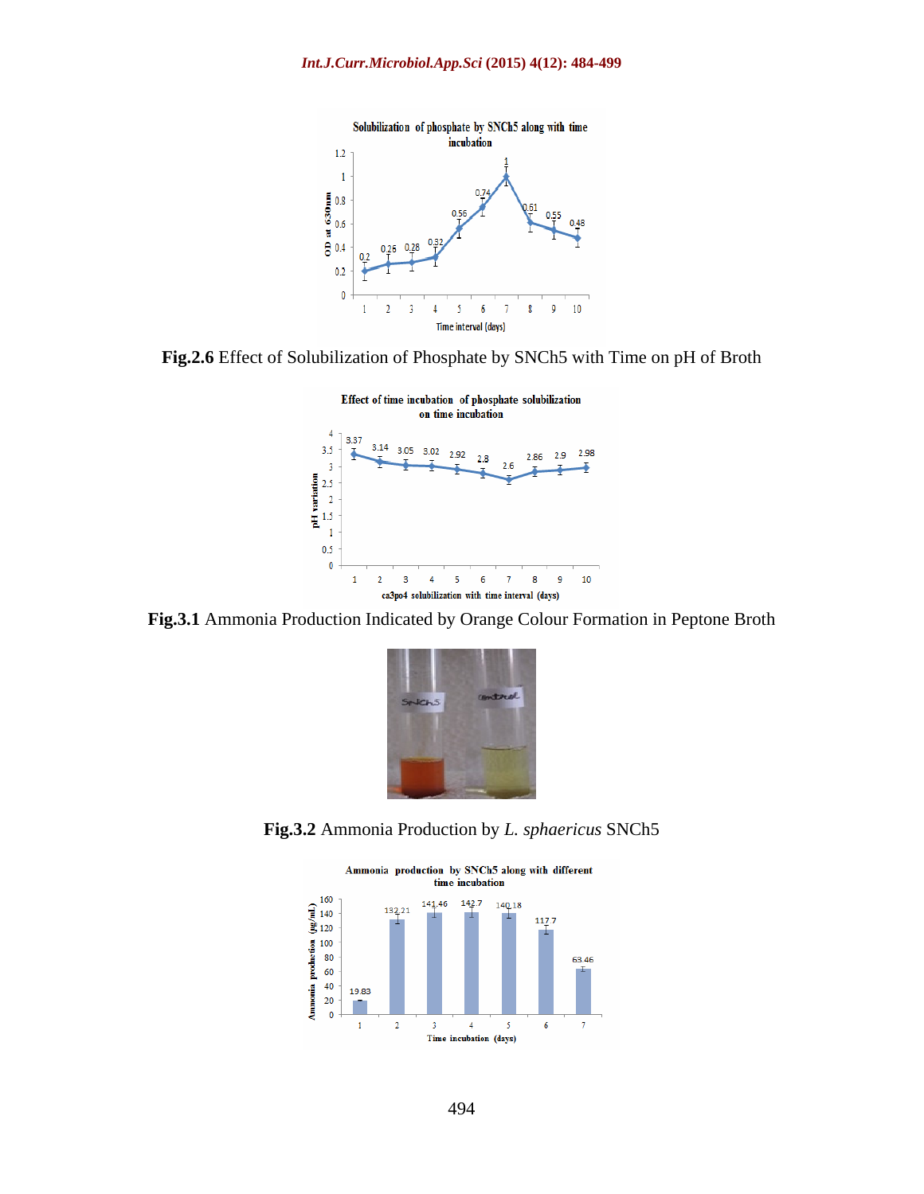**Fig.2.6** Effect of Solubilization of Phosphate by SNCh5 with Time on pH of Broth

**Fig.3.1** Ammonia Production Indicated by Orange Colour Formation in Peptone Broth

**Fig.3.2** Ammonia Production by *L. sphaericus* SNCh5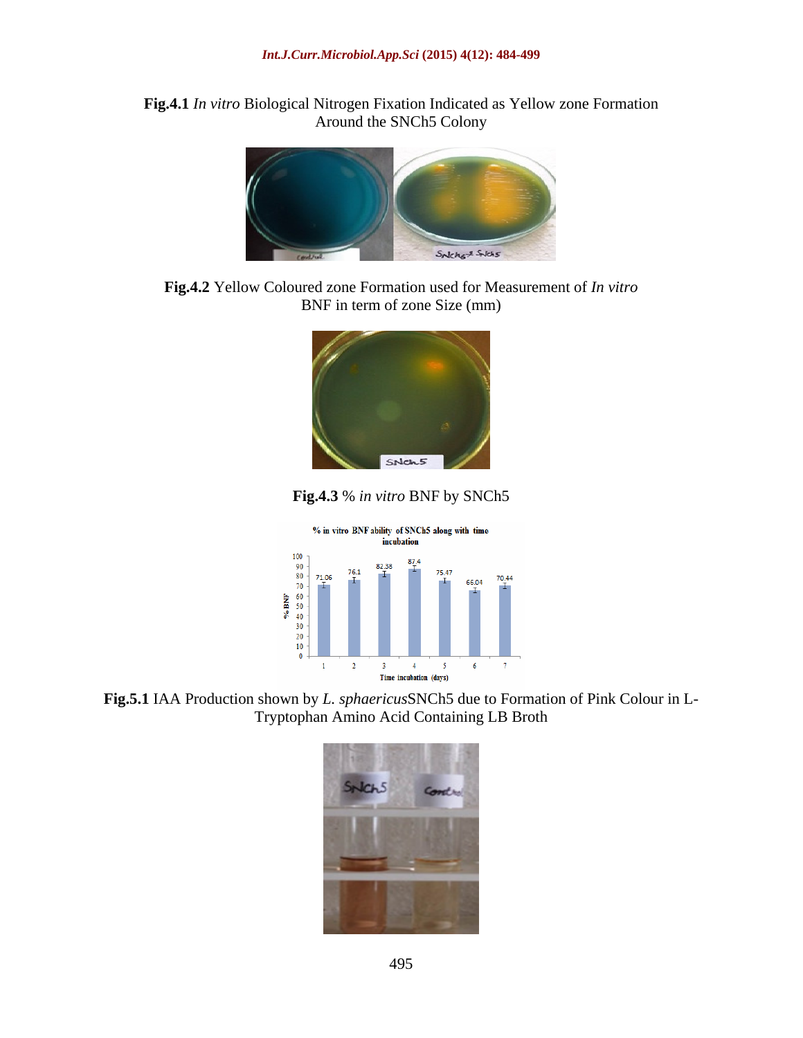**Fig.4.1** *In vitro* Biological Nitrogen Fixation Indicated as Yellow zone Formation Around the SNCh5 Colony

**Fig.4.2** Yellow Coloured zone Formation used for Measurement of *In vitro* BNF in term of zone Size (mm)

**Fig.4.3** % *in vitro* BNF by SNCh5

**Fig.5.1** IAA Production shown by *L. sphaericus*SNCh5 due to Formation of Pink Colour in L-Tryptophan Amino Acid Containing LB Broth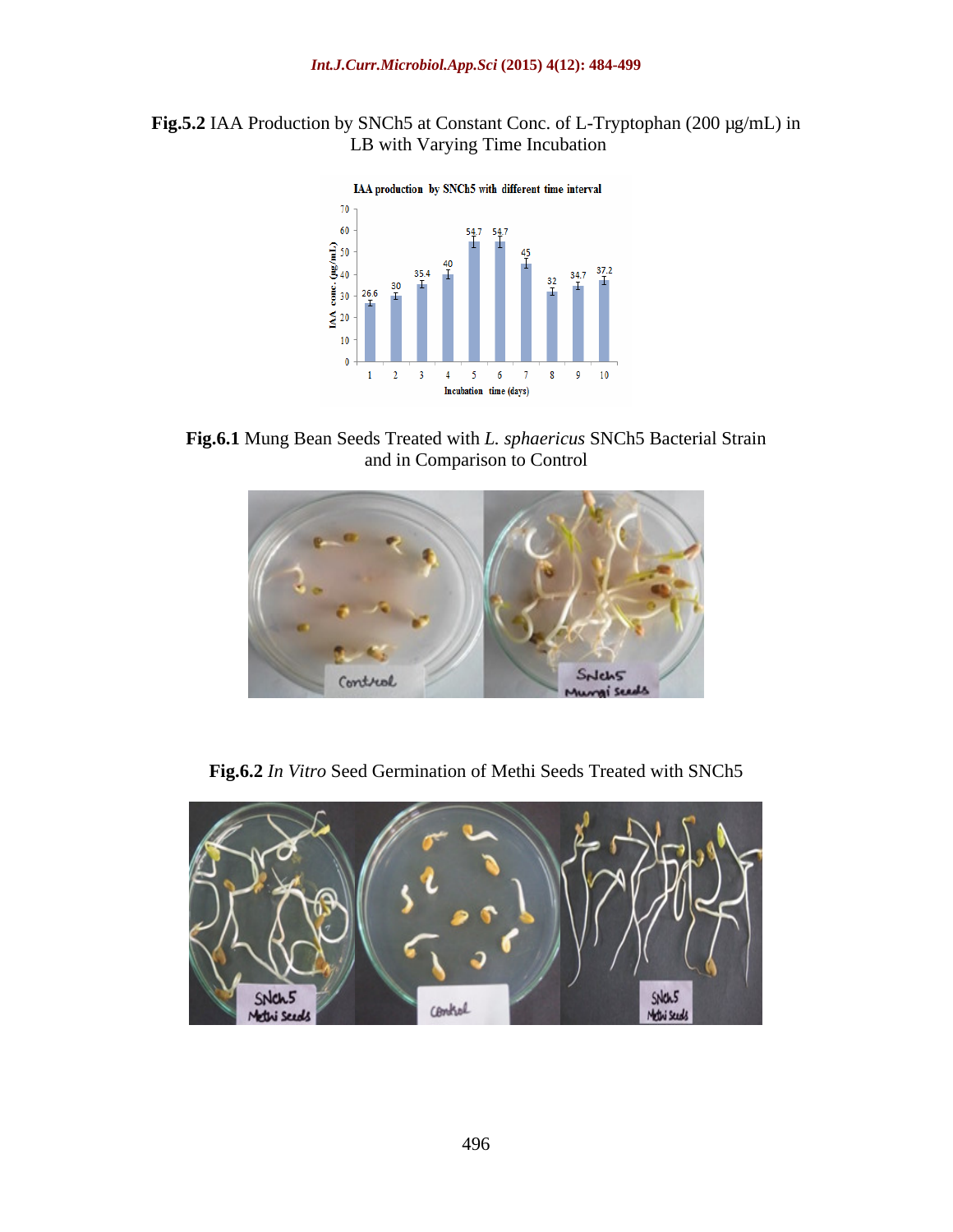**Fig.5.2** IAA Production by SNCh5 at Constant Conc. of L-Tryptophan (200 μg/mL) in LB with Varying Time Incubation

**Fig.6.1** Mung Bean Seeds Treated with *L. sphaericus* SNCh5 Bacterial Strain and in Comparison to Control

**Fig.6.2** *In Vitro* Seed Germination of Methi Seeds Treated with SNCh5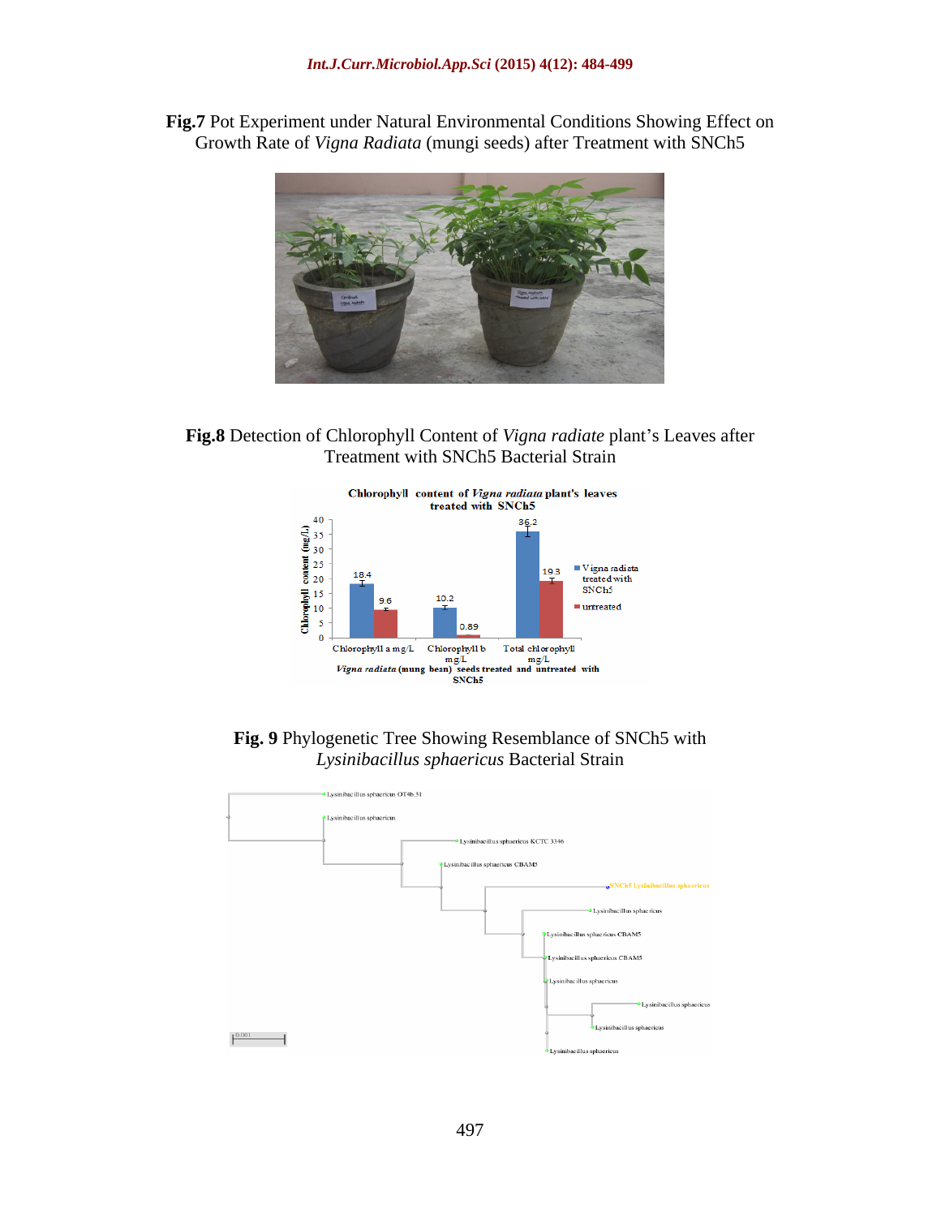**Fig.7** Pot Experiment under Natural Environmental Conditions Showing Effect on Growth Rate of *Vigna Radiata* (mungi seeds) after Treatment with SNCh5

**Fig.8** Detection of Chlorophyll Content of *Vigna radiate* plant's Leaves after Treatment with SNCh5 Bacterial Strain

**Fig. 9** Phylogenetic Tree Showing Resemblance of SNCh5 with *Lysinibacillus sphaericus* Bacterial Strain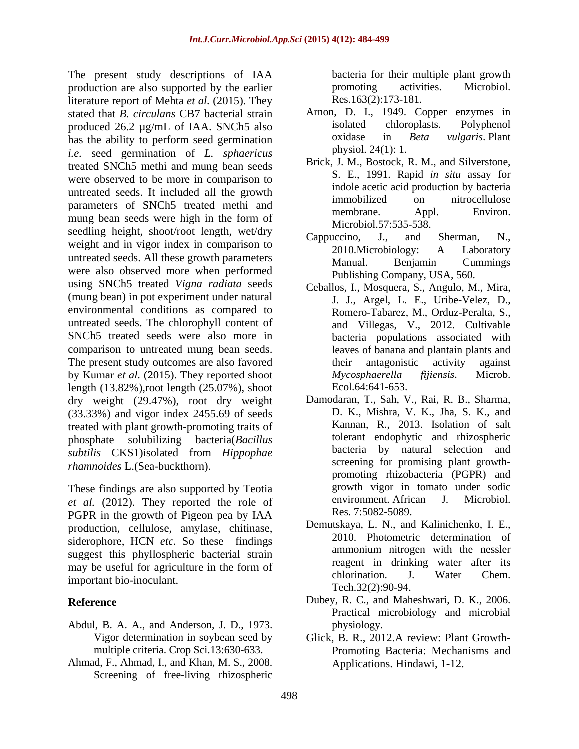The present study descriptions of IAA production are also supported by the earlier literature report of Mehta *et al.* (2015). They stated that *B. circulans* CB7 bacterial strain produced 26.2 µg/mL of IAA. SNCh5 also has the ability to perform seed germination *i.e.* seed germination of *L. sphaericus* treated SNCh5 methi and mung bean seeds were observed to be more in comparison to untreated seeds. It included all the growth parameters of SNCh5 treated methi and mung bean seeds were high in the form of seedling height, shoot/root length, wet/dry weight and in vigor index in comparison to untreated seeds. All these growth parameters were also observed more when performed using SNCh5 treated *Vigna radiata* seeds (mung bean) in pot experiment under natural environmental conditions as compared to untreated seeds. The chlorophyll content of SNCh5 treated seeds were also more in comparison to untreated mung bean seeds. The present study outcomes are also favored by Kumar *et al.* (2015). They reported shoot length (13.82%),root length (25.07%), shoot dry weight (29.47%), root dry weight (33.33%) and vigor index 2455.69 of seeds treated with plant growth-promoting traits of phosphate solubilizing bacteria(*Bacillus subtilis* CKS1)isolated from *Hippophae rhamnoides* L.(Sea-buckthorn).

These findings are also supported by Teotia *et al.* (2012). They reported the role of PGPR in the growth of Pigeon pea by IAA production, cellulose, amylase, chitinase, siderophore, HCN *etc.* So these findings suggest this phyllospheric bacterial strain may be useful for agriculture in the form of important bio-inoculant.

## Reference

Abdul, B. A. A., and Anderson, J. D., 1973. Vigor determination in soybean seed by multiple criteria. Crop Sci.13:630-633.

Ahmad, F., Ahmad, I., and Khan, M. S., 2008. Screening of free-living rhizospheric bacteria for their multiple plant growth promoting activities. Microbiol. Res.163(2):173-181.

Arnon, D. I., 1949. Copper enzymes in isolated chloroplasts. Polyphenol oxidase in *Beta vulgaris*. Plant physiol. 24(1): 1.

Brick, J. M., Bostock, R. M., and Silverstone, S. E., 1991. Rapid *in situ* assay for indole acetic acid production by bacteria immobilized on nitrocellulose membrane. Appl. Environ. Microbiol.57:535-538.

Cappuccino, J., and Sherman, N., 2010.Microbiology: A Laboratory Manual. Benjamin Cummings Publishing Company, USA, 560.

Ceballos, I., Mosquera, S., Angulo, M., Mira, J. J., Argel, L. E., Uribe-Velez, D., Romero-Tabarez, M., Orduz-Peralta, S., and Villegas, V., 2012. Cultivable bacteria populations associated with leaves of banana and plantain plants and their antagonistic activity against *Mycosphaerella fijiensis*. Microb. Ecol.64:641-653.

Damodaran, T., Sah, V., Rai, R. B., Sharma, D. K., Mishra, V. K., Jha, S. K., and Kannan, R., 2013. Isolation of salt tolerant endophytic and rhizospheric bacteria by natural selection and screening for promising plant growth-promoting rhizobacteria (PGPR) and growth vigor in tomato under sodic environment. African J. Microbiol. Res. 7:5082-5089.

Demutskaya, L. N., and Kalinichenko, I. E., 2010. Photometric determination of ammonium nitrogen with the nessler reagent in drinking water after its chlorination. J. Water Chem. Tech.32(2):90-94.

Dubey, R. C., and Maheshwari, D. K., 2006. Practical microbiology and microbial physiology.

Glick, B. R., 2012.A review: Plant Growth-Promoting Bacteria: Mechanisms and Applications. Hindawi, 1-12.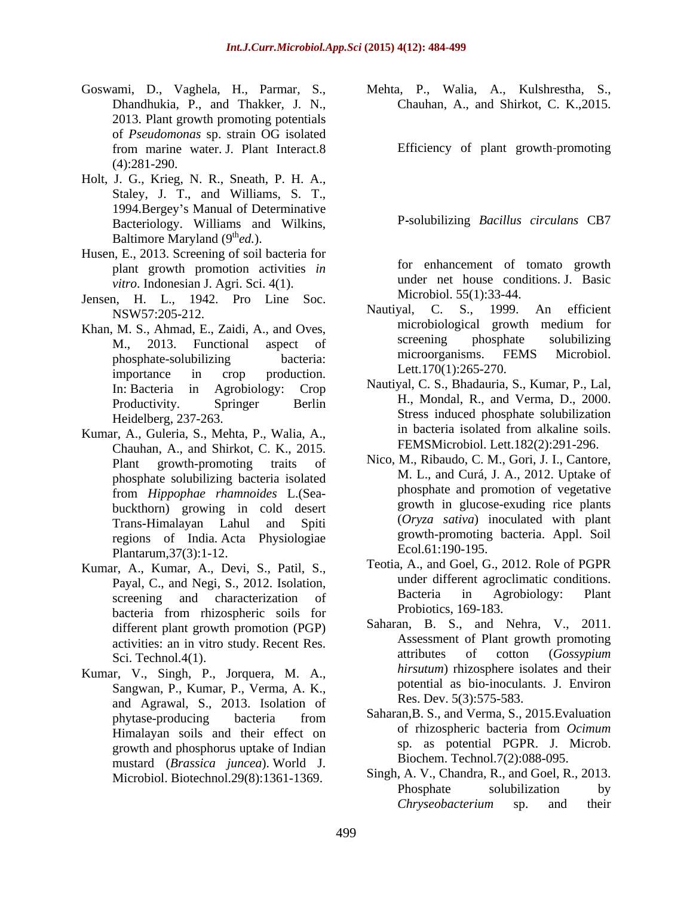Goswami, D., Vaghela, H., Parmar, S., Dhandhukia, P., and Thakker, J. N., 2013. Plant growth promoting potentials of *Pseudomonas* sp. strain OG isolated from marine water. J. Plant Interact.8 (4):281-290.

Holt, J. G., Krieg, N. R., Sneath, P. H. A., Staley, J. T., and Williams, S. T., 1994.Bergey's Manual of Determinative Bacteriology. Williams and Wilkins, Baltimore Maryland (9th *ed.*).

Husen, E., 2013. Screening of soil bacteria for plant growth promotion activities *in vitro*. Indonesian J. Agri. Sci. 4(1).

Jensen, H. L., 1942. Pro Line Soc. NSW57:205-212.

Khan, M. S., Ahmad, E., Zaidi, A., and Oves, M., 2013. Functional aspect of phosphate-solubilizing bacteria: importance in crop production. In: Bacteria in Agrobiology: Crop Productivity. Springer Berlin Heidelberg, 237-263.

Kumar, A., Guleria, S., Mehta, P., Walia, A., Chauhan, A., and Shirkot, C. K., 2015. Plant growth-promoting traits of phosphate solubilizing bacteria isolated from *Hippophae rhamnoides* L.(Sea-buckthorn) growing in cold desert Trans-Himalayan Lahul and Spiti regions of India. Acta Physiologiae Plantarum,37(3):1-12.

Kumar, A., Kumar, A., Devi, S., Patil, S., Payal, C., and Negi, S., 2012. Isolation, screening and characterization of bacteria from rhizospheric soils for different plant growth promotion (PGP) activities: an in vitro study. Recent Res. Sci. Technol.4(1).

Kumar, V., Singh, P., Jorquera, M. A., Sangwan, P., Kumar, P., Verma, A. K., and Agrawal, S., 2013. Isolation of phytase-producing bacteria from Himalayan soils and their effect on growth and phosphorus uptake of Indian mustard (*Brassica juncea*). World J. Microbiol. Biotechnol.29(8):1361-1369.

Mehta, P., Walia, A., Kulshrestha, S., Chauhan, A., and Shirkot, C. K.,2015. Efficiency of plant growth-promoting P-solubilizing *Bacillus circulans* CB7 for enhancement of tomato growth under net house conditions. J. Basic Microbiol. 55(1):33-44.

Nautiyal, C. S., 1999. An efficient microbiological growth medium for screening phosphate solubilizing microorganisms. FEMS Microbiol. Lett.170(1):265-270.

Nautiyal, C. S., Bhadauria, S., Kumar, P., Lal, H., Mondal, R., and Verma, D., 2000. Stress induced phosphate solubilization in bacteria isolated from alkaline soils. FEMSMicrobiol. Lett.182(2):291-296.

Nico, M., Ribaudo, C. M., Gori, J. I., Cantore, M. L., and Curá, J. A., 2012. Uptake of phosphate and promotion of vegetative growth in glucose-exuding rice plants (*Oryza sativa*) inoculated with plant growth-promoting bacteria. Appl. Soil Ecol.61:190-195.

Teotia, A., and Goel, G., 2012. Role of PGPR under different agroclimatic conditions. Bacteria in Agrobiology: Plant Probiotics, 169-183.

Saharan, B. S., and Nehra, V., 2011. Assessment of Plant growth promoting attributes of cotton (*Gossypium hirsutum*) rhizosphere isolates and their potential as bio-inoculants. J. Environ Res. Dev. 5(3):575-583.

Saharan,B. S., and Verma, S., 2015.Evaluation of rhizospheric bacteria from *Ocimum* sp. as potential PGPR. J. Microb. Biochem. Technol.7(2):088-095.

Singh, A. V., Chandra, R., and Goel, R., 2013. Phosphate solubilization by *Chryseobacterium* sp. and their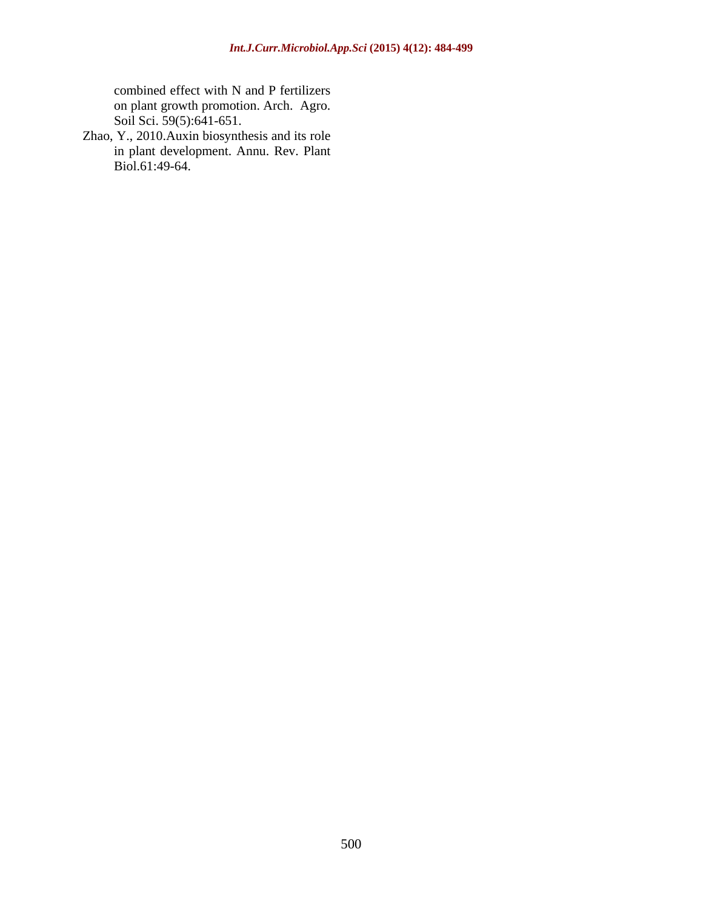combined effect with N and P fertilizers on plant growth promotion. Arch. Agro. Soil Sci. 59(5):641-651.

Zhao, Y., 2010.Auxin biosynthesis and its role in plant development. Annu. Rev. Plant Biol.61:49-64.